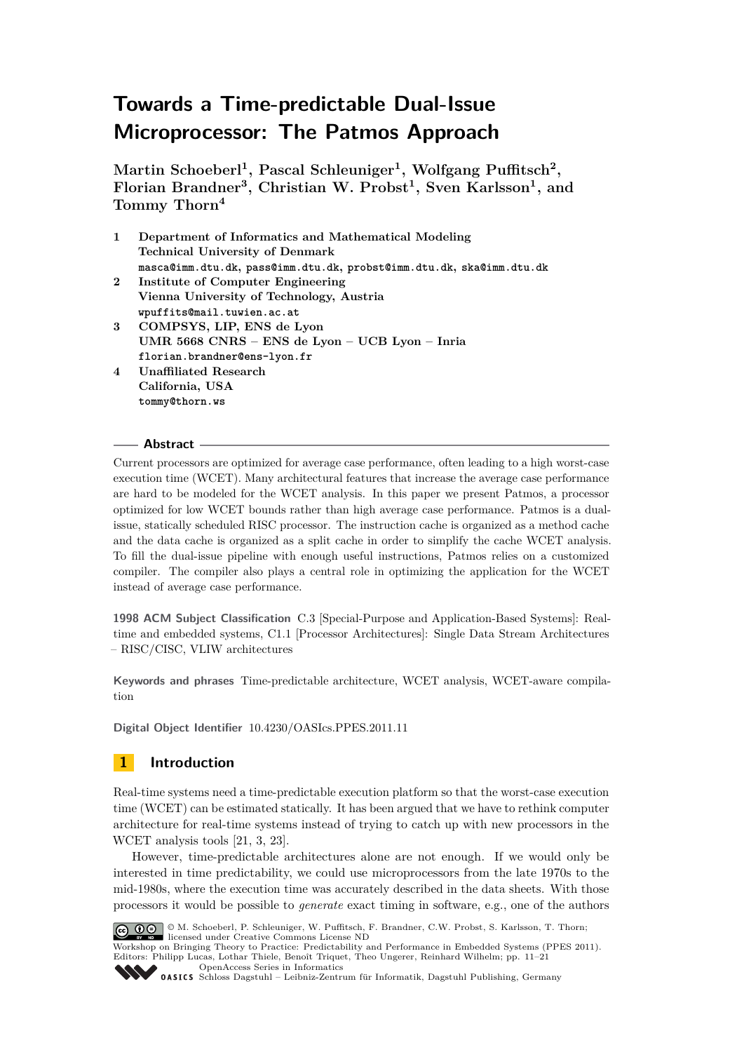# Towards a Time-predictable Dual-Issue Microprocessor: The Patmos Approach

**Martin Schoeberl[1], Pascal Schleuniger[1], Wolfgang Puffitsch[2], Florian Brandner[3], Christian W. Probst[1], Sven Karlsson[1], and Tommy Thorn[4]**

1. **Department of Informatics and Mathematical Modeling**
   **Technical University of Denmark**
   `masca@imm.dtu.dk, pass@imm.dtu.dk, probst@imm.dtu.dk, ska@imm.dtu.dk`
2. **Institute of Computer Engineering**
   **Vienna University of Technology, Austria**
   `wpuffits@mail.tuwien.ac.at`
3. **COMPSYS, LIP, ENS de Lyon**
   **UMR 5668 CNRS – ENS de Lyon – UCB Lyon – Inria**
   `florian.brandner@ens-lyon.fr`
4. **Unaffiliated Research**
   **California, USA**
   `tommy@thorn.ws`

## Abstract

Current processors are optimized for average case performance, often leading to a high worst-case execution time (WCET). Many architectural features that increase the average case performance are hard to be modeled for the WCET analysis. In this paper we present Patmos, a processor optimized for low WCET bounds rather than high average case performance. Patmos is a dual-issue, statically scheduled RISC processor. The instruction cache is organized as a method cache and the data cache is organized as a split cache in order to simplify the cache WCET analysis. To fill the dual-issue pipeline with enough useful instructions, Patmos relies on a customized compiler. The compiler also plays a central role in optimizing the application for the WCET instead of average case performance.

**1998 ACM Subject Classification** C.3 [Special-Purpose and Application-Based Systems]: Real-time and embedded systems, C1.1 [Processor Architectures]: Single Data Stream Architectures – RISC/CISC, VLIW architectures

**Keywords and phrases** Time-predictable architecture, WCET analysis, WCET-aware compilation

**Digital Object Identifier** 10.4230/OASIcs.PPES.2011.11

## 1 Introduction

Real-time systems need a time-predictable execution platform so that the worst-case execution time (WCET) can be estimated statically. It has been argued that we have to rethink computer architecture for real-time systems instead of trying to catch up with new processors in the WCET analysis tools [21, 3, 23].

However, time-predictable architectures alone are not enough. If we would only be interested in time predictability, we could use microprocessors from the late 1970s to the mid-1980s, where the execution time was accurately described in the data sheets. With those processors it would be possible to *generate* exact timing in software, e.g., one of the authors

© M. Schoeberl, P. Schleuniger, W. Puffitsch, F. Brandner, C.W. Probst, S. Karlsson, T. Thorn; licensed under Creative Commons License ND
Workshop on Bringing Theory to Practice: Predictability and Performance in Embedded Systems (PPES 2011).
Editors: Philipp Lucas, Lothar Thiele, Benoît Triquet, Theo Ungerer, Reinhard Wilhelm; pp. 11–21
OpenAccess Series in Informatics
Schloss Dagstuhl – Leibniz-Zentrum für Informatik, Dagstuhl Publishing, Germany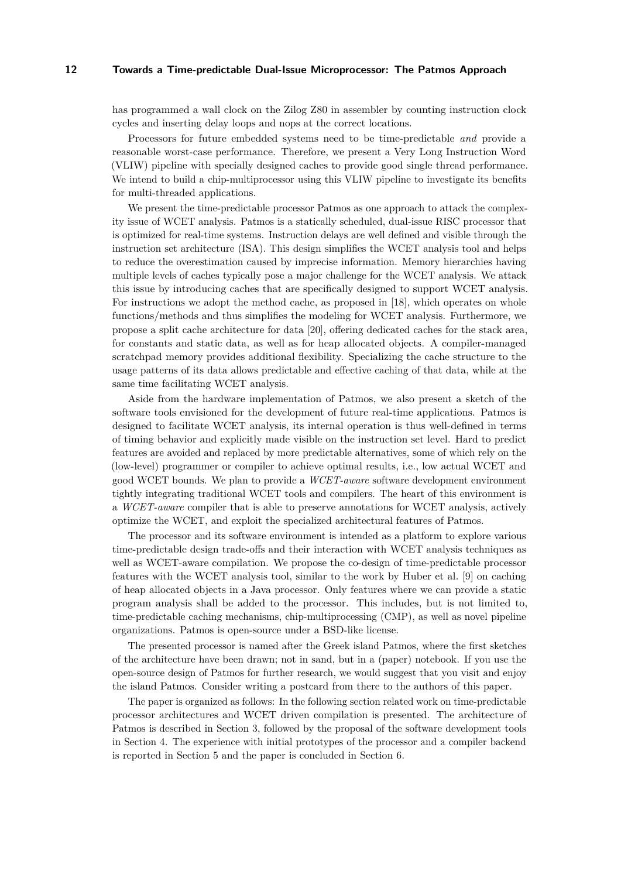has programmed a wall clock on the Zilog Z80 in assembler by counting instruction clock cycles and inserting delay loops and nops at the correct locations.

Processors for future embedded systems need to be time-predictable *and* provide a reasonable worst-case performance. Therefore, we present a Very Long Instruction Word (VLIW) pipeline with specially designed caches to provide good single thread performance. We intend to build a chip-multiprocessor using this VLIW pipeline to investigate its benefits for multi-threaded applications.

We present the time-predictable processor Patmos as one approach to attack the complexity issue of WCET analysis. Patmos is a statically scheduled, dual-issue RISC processor that is optimized for real-time systems. Instruction delays are well defined and visible through the instruction set architecture (ISA). This design simplifies the WCET analysis tool and helps to reduce the overestimation caused by imprecise information. Memory hierarchies having multiple levels of caches typically pose a major challenge for the WCET analysis. We attack this issue by introducing caches that are specifically designed to support WCET analysis. For instructions we adopt the method cache, as proposed in [18], which operates on whole functions/methods and thus simplifies the modeling for WCET analysis. Furthermore, we propose a split cache architecture for data [20], offering dedicated caches for the stack area, for constants and static data, as well as for heap allocated objects. A compiler-managed scratchpad memory provides additional flexibility. Specializing the cache structure to the usage patterns of its data allows predictable and effective caching of that data, while at the same time facilitating WCET analysis.

Aside from the hardware implementation of Patmos, we also present a sketch of the software tools envisioned for the development of future real-time applications. Patmos is designed to facilitate WCET analysis, its internal operation is thus well-defined in terms of timing behavior and explicitly made visible on the instruction set level. Hard to predict features are avoided and replaced by more predictable alternatives, some of which rely on the (low-level) programmer or compiler to achieve optimal results, i.e., low actual WCET and good WCET bounds. We plan to provide a *WCET-aware* software development environment tightly integrating traditional WCET tools and compilers. The heart of this environment is a *WCET-aware* compiler that is able to preserve annotations for WCET analysis, actively optimize the WCET, and exploit the specialized architectural features of Patmos.

The processor and its software environment is intended as a platform to explore various time-predictable design trade-offs and their interaction with WCET analysis techniques as well as WCET-aware compilation. We propose the co-design of time-predictable processor features with the WCET analysis tool, similar to the work by Huber et al. [9] on caching of heap allocated objects in a Java processor. Only features where we can provide a static program analysis shall be added to the processor. This includes, but is not limited to, time-predictable caching mechanisms, chip-multiprocessing (CMP), as well as novel pipeline organizations. Patmos is open-source under a BSD-like license.

The presented processor is named after the Greek island Patmos, where the first sketches of the architecture have been drawn; not in sand, but in a (paper) notebook. If you use the open-source design of Patmos for further research, we would suggest that you visit and enjoy the island Patmos. Consider writing a postcard from there to the authors of this paper.

The paper is organized as follows: In the following section related work on time-predictable processor architectures and WCET driven compilation is presented. The architecture of Patmos is described in Section 3, followed by the proposal of the software development tools in Section 4. The experience with initial prototypes of the processor and a compiler backend is reported in Section 5 and the paper is concluded in Section 6.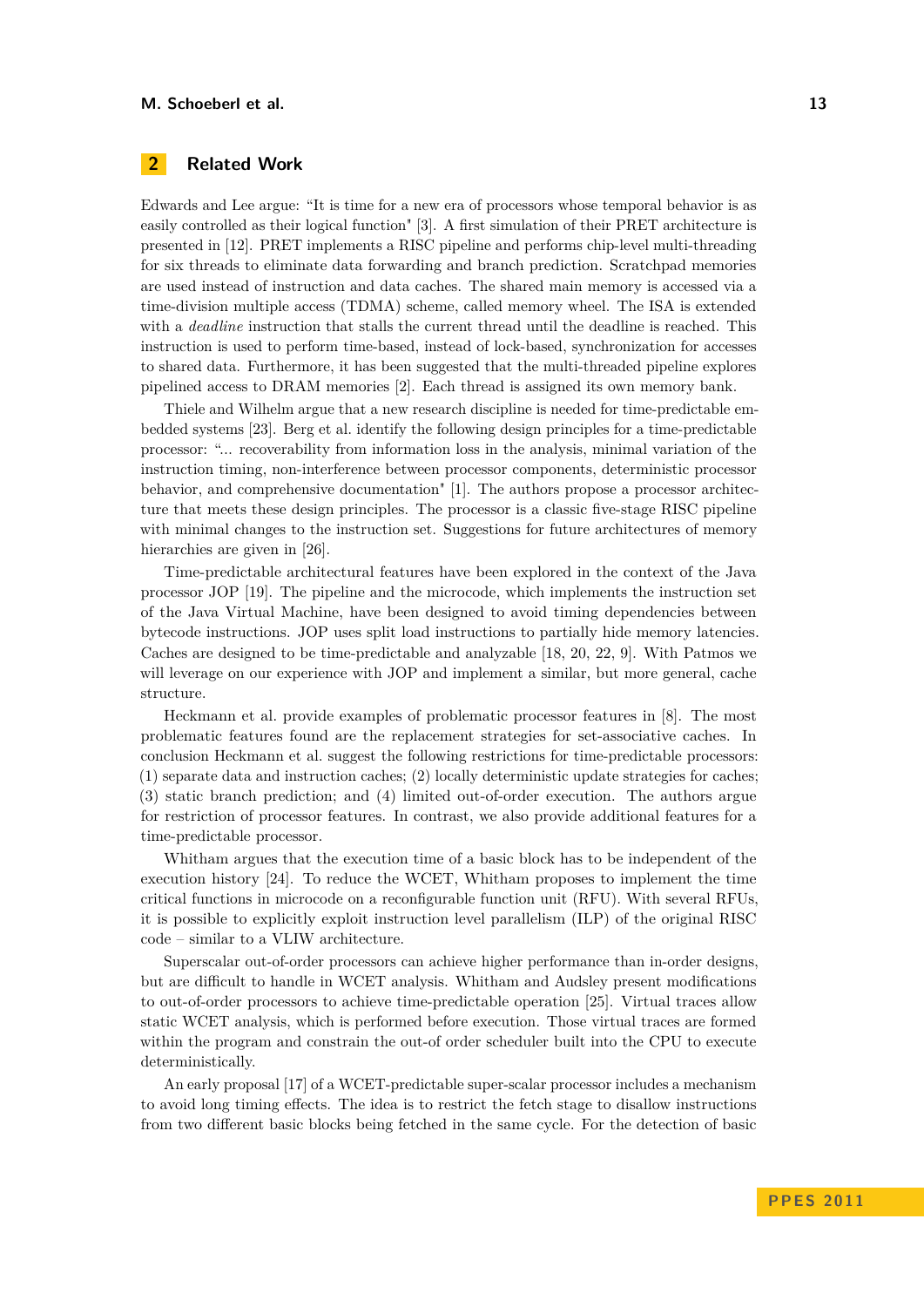## 2 Related Work

Edwards and Lee argue: "It is time for a new era of processors whose temporal behavior is as easily controlled as their logical function" [3]. A first simulation of their PRET architecture is presented in [12]. PRET implements a RISC pipeline and performs chip-level multi-threading for six threads to eliminate data forwarding and branch prediction. Scratchpad memories are used instead of instruction and data caches. The shared main memory is accessed via a time-division multiple access (TDMA) scheme, called memory wheel. The ISA is extended with a *deadline* instruction that stalls the current thread until the deadline is reached. This instruction is used to perform time-based, instead of lock-based, synchronization for accesses to shared data. Furthermore, it has been suggested that the multi-threaded pipeline explores pipelined access to DRAM memories [2]. Each thread is assigned its own memory bank.

Thiele and Wilhelm argue that a new research discipline is needed for time-predictable embedded systems [23]. Berg et al. identify the following design principles for a time-predictable processor: "... recoverability from information loss in the analysis, minimal variation of the instruction timing, non-interference between processor components, deterministic processor behavior, and comprehensive documentation" [1]. The authors propose a processor architecture that meets these design principles. The processor is a classic five-stage RISC pipeline with minimal changes to the instruction set. Suggestions for future architectures of memory hierarchies are given in [26].

Time-predictable architectural features have been explored in the context of the Java processor JOP [19]. The pipeline and the microcode, which implements the instruction set of the Java Virtual Machine, have been designed to avoid timing dependencies between bytecode instructions. JOP uses split load instructions to partially hide memory latencies. Caches are designed to be time-predictable and analyzable [18, 20, 22, 9]. With Patmos we will leverage on our experience with JOP and implement a similar, but more general, cache structure.

Heckmann et al. provide examples of problematic processor features in [8]. The most problematic features found are the replacement strategies for set-associative caches. In conclusion Heckmann et al. suggest the following restrictions for time-predictable processors: (1) separate data and instruction caches; (2) locally deterministic update strategies for caches; (3) static branch prediction; and (4) limited out-of-order execution. The authors argue for restriction of processor features. In contrast, we also provide additional features for a time-predictable processor.

Whitham argues that the execution time of a basic block has to be independent of the execution history [24]. To reduce the WCET, Whitham proposes to implement the time critical functions in microcode on a reconfigurable function unit (RFU). With several RFUs, it is possible to explicitly exploit instruction level parallelism (ILP) of the original RISC code – similar to a VLIW architecture.

Superscalar out-of-order processors can achieve higher performance than in-order designs, but are difficult to handle in WCET analysis. Whitham and Audsley present modifications to out-of-order processors to achieve time-predictable operation [25]. Virtual traces allow static WCET analysis, which is performed before execution. Those virtual traces are formed within the program and constrain the out-of order scheduler built into the CPU to execute deterministically.

An early proposal [17] of a WCET-predictable super-scalar processor includes a mechanism to avoid long timing effects. The idea is to restrict the fetch stage to disallow instructions from two different basic blocks being fetched in the same cycle. For the detection of basic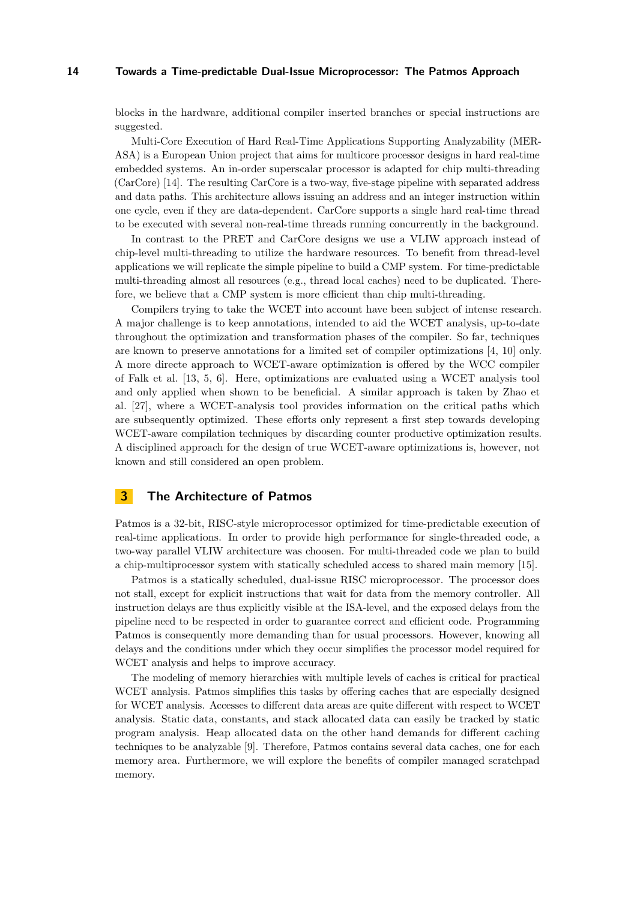blocks in the hardware, additional compiler inserted branches or special instructions are suggested.

Multi-Core Execution of Hard Real-Time Applications Supporting Analyzability (MERASA) is a European Union project that aims for multicore processor designs in hard real-time embedded systems. An in-order superscalar processor is adapted for chip multi-threading (CarCore) [14]. The resulting CarCore is a two-way, five-stage pipeline with separated address and data paths. This architecture allows issuing an address and an integer instruction within one cycle, even if they are data-dependent. CarCore supports a single hard real-time thread to be executed with several non-real-time threads running concurrently in the background.

In contrast to the PRET and CarCore designs we use a VLIW approach instead of chip-level multi-threading to utilize the hardware resources. To benefit from thread-level applications we will replicate the simple pipeline to build a CMP system. For time-predictable multi-threading almost all resources (e.g., thread local caches) need to be duplicated. Therefore, we believe that a CMP system is more efficient than chip multi-threading.

Compilers trying to take the WCET into account have been subject of intense research. A major challenge is to keep annotations, intended to aid the WCET analysis, up-to-date throughout the optimization and transformation phases of the compiler. So far, techniques are known to preserve annotations for a limited set of compiler optimizations [4, 10] only. A more directe approach to WCET-aware optimization is offered by the WCC compiler of Falk et al. [13, 5, 6]. Here, optimizations are evaluated using a WCET analysis tool and only applied when shown to be beneficial. A similar approach is taken by Zhao et al. [27], where a WCET-analysis tool provides information on the critical paths which are subsequently optimized. These efforts only represent a first step towards developing WCET-aware compilation techniques by discarding counter productive optimization results. A disciplined approach for the design of true WCET-aware optimizations is, however, not known and still considered an open problem.

# 3 The Architecture of Patmos

Patmos is a 32-bit, RISC-style microprocessor optimized for time-predictable execution of real-time applications. In order to provide high performance for single-threaded code, a two-way parallel VLIW architecture was choosen. For multi-threaded code we plan to build a chip-multiprocessor system with statically scheduled access to shared main memory [15].

Patmos is a statically scheduled, dual-issue RISC microprocessor. The processor does not stall, except for explicit instructions that wait for data from the memory controller. All instruction delays are thus explicitly visible at the ISA-level, and the exposed delays from the pipeline need to be respected in order to guarantee correct and efficient code. Programming Patmos is consequently more demanding than for usual processors. However, knowing all delays and the conditions under which they occur simplifies the processor model required for WCET analysis and helps to improve accuracy.

The modeling of memory hierarchies with multiple levels of caches is critical for practical WCET analysis. Patmos simplifies this tasks by offering caches that are especially designed for WCET analysis. Accesses to different data areas are quite different with respect to WCET analysis. Static data, constants, and stack allocated data can easily be tracked by static program analysis. Heap allocated data on the other hand demands for different caching techniques to be analyzable [9]. Therefore, Patmos contains several data caches, one for each memory area. Furthermore, we will explore the benefits of compiler managed scratchpad memory.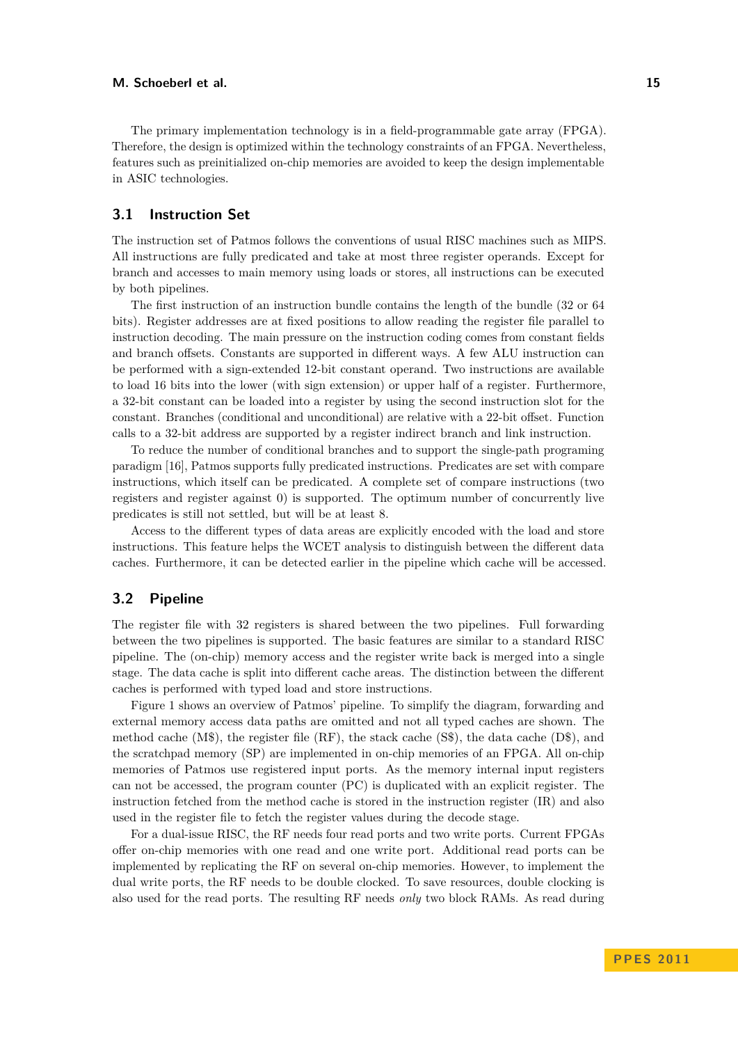The primary implementation technology is in a field-programmable gate array (FPGA). Therefore, the design is optimized within the technology constraints of an FPGA. Nevertheless, features such as preinitialized on-chip memories are avoided to keep the design implementable in ASIC technologies.

## 3.1 Instruction Set

The instruction set of Patmos follows the conventions of usual RISC machines such as MIPS. All instructions are fully predicated and take at most three register operands. Except for branch and accesses to main memory using loads or stores, all instructions can be executed by both pipelines.

The first instruction of an instruction bundle contains the length of the bundle (32 or 64 bits). Register addresses are at fixed positions to allow reading the register file parallel to instruction decoding. The main pressure on the instruction coding comes from constant fields and branch offsets. Constants are supported in different ways. A few ALU instruction can be performed with a sign-extended 12-bit constant operand. Two instructions are available to load 16 bits into the lower (with sign extension) or upper half of a register. Furthermore, a 32-bit constant can be loaded into a register by using the second instruction slot for the constant. Branches (conditional and unconditional) are relative with a 22-bit offset. Function calls to a 32-bit address are supported by a register indirect branch and link instruction.

To reduce the number of conditional branches and to support the single-path programing paradigm [16], Patmos supports fully predicated instructions. Predicates are set with compare instructions, which itself can be predicated. A complete set of compare instructions (two registers and register against 0) is supported. The optimum number of concurrently live predicates is still not settled, but will be at least 8.

Access to the different types of data areas are explicitly encoded with the load and store instructions. This feature helps the WCET analysis to distinguish between the different data caches. Furthermore, it can be detected earlier in the pipeline which cache will be accessed.

## 3.2 Pipeline

The register file with 32 registers is shared between the two pipelines. Full forwarding between the two pipelines is supported. The basic features are similar to a standard RISC pipeline. The (on-chip) memory access and the register write back is merged into a single stage. The data cache is split into different cache areas. The distinction between the different caches is performed with typed load and store instructions.

Figure 1 shows an overview of Patmos' pipeline. To simplify the diagram, forwarding and external memory access data paths are omitted and not all typed caches are shown. The method cache (M$), the register file (RF), the stack cache (S$), the data cache (D$), and the scratchpad memory (SP) are implemented in on-chip memories of an FPGA. All on-chip memories of Patmos use registered input ports. As the memory internal input registers can not be accessed, the program counter (PC) is duplicated with an explicit register. The instruction fetched from the method cache is stored in the instruction register (IR) and also used in the register file to fetch the register values during the decode stage.

For a dual-issue RISC, the RF needs four read ports and two write ports. Current FPGAs offer on-chip memories with one read and one write port. Additional read ports can be implemented by replicating the RF on several on-chip memories. However, to implement the dual write ports, the RF needs to be double clocked. To save resources, double clocking is also used for the read ports. The resulting RF needs *only* two block RAMs. As read during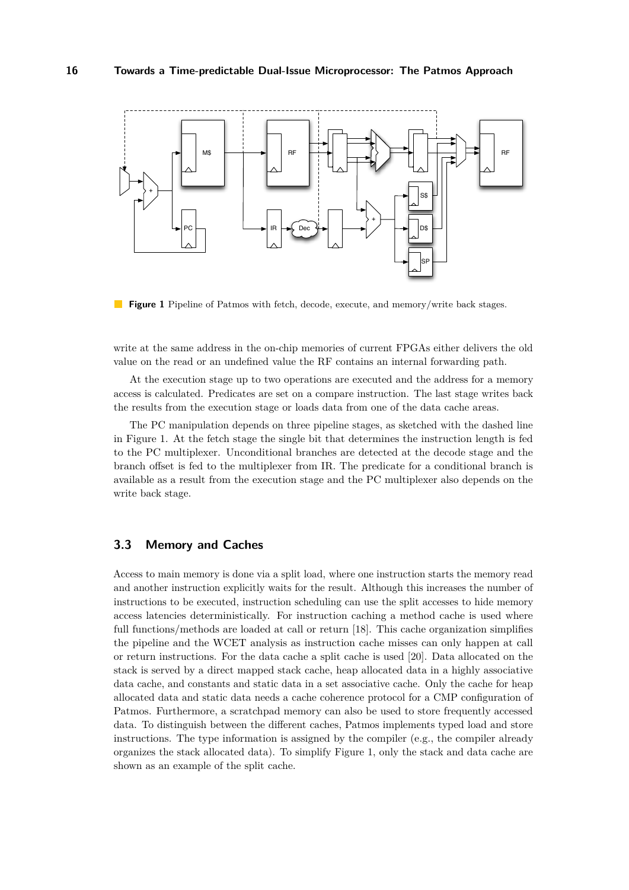**Figure 1** Pipeline of Patmos with fetch, decode, execute, and memory/write back stages.

write at the same address in the on-chip memories of current FPGAs either delivers the old value on the read or an undefined value the RF contains an internal forwarding path.

At the execution stage up to two operations are executed and the address for a memory access is calculated. Predicates are set on a compare instruction. The last stage writes back the results from the execution stage or loads data from one of the data cache areas.

The PC manipulation depends on three pipeline stages, as sketched with the dashed line in Figure 1. At the fetch stage the single bit that determines the instruction length is fed to the PC multiplexer. Unconditional branches are detected at the decode stage and the branch offset is fed to the multiplexer from IR. The predicate for a conditional branch is available as a result from the execution stage and the PC multiplexer also depends on the write back stage.

## 3.3 Memory and Caches

Access to main memory is done via a split load, where one instruction starts the memory read and another instruction explicitly waits for the result. Although this increases the number of instructions to be executed, instruction scheduling can use the split accesses to hide memory access latencies deterministically. For instruction caching a method cache is used where full functions/methods are loaded at call or return [18]. This cache organization simplifies the pipeline and the WCET analysis as instruction cache misses can only happen at call or return instructions. For the data cache a split cache is used [20]. Data allocated on the stack is served by a direct mapped stack cache, heap allocated data in a highly associative data cache, and constants and static data in a set associative cache. Only the cache for heap allocated data and static data needs a cache coherence protocol for a CMP configuration of Patmos. Furthermore, a scratchpad memory can also be used to store frequently accessed data. To distinguish between the different caches, Patmos implements typed load and store instructions. The type information is assigned by the compiler (e.g., the compiler already organizes the stack allocated data). To simplify Figure 1, only the stack and data cache are shown as an example of the split cache.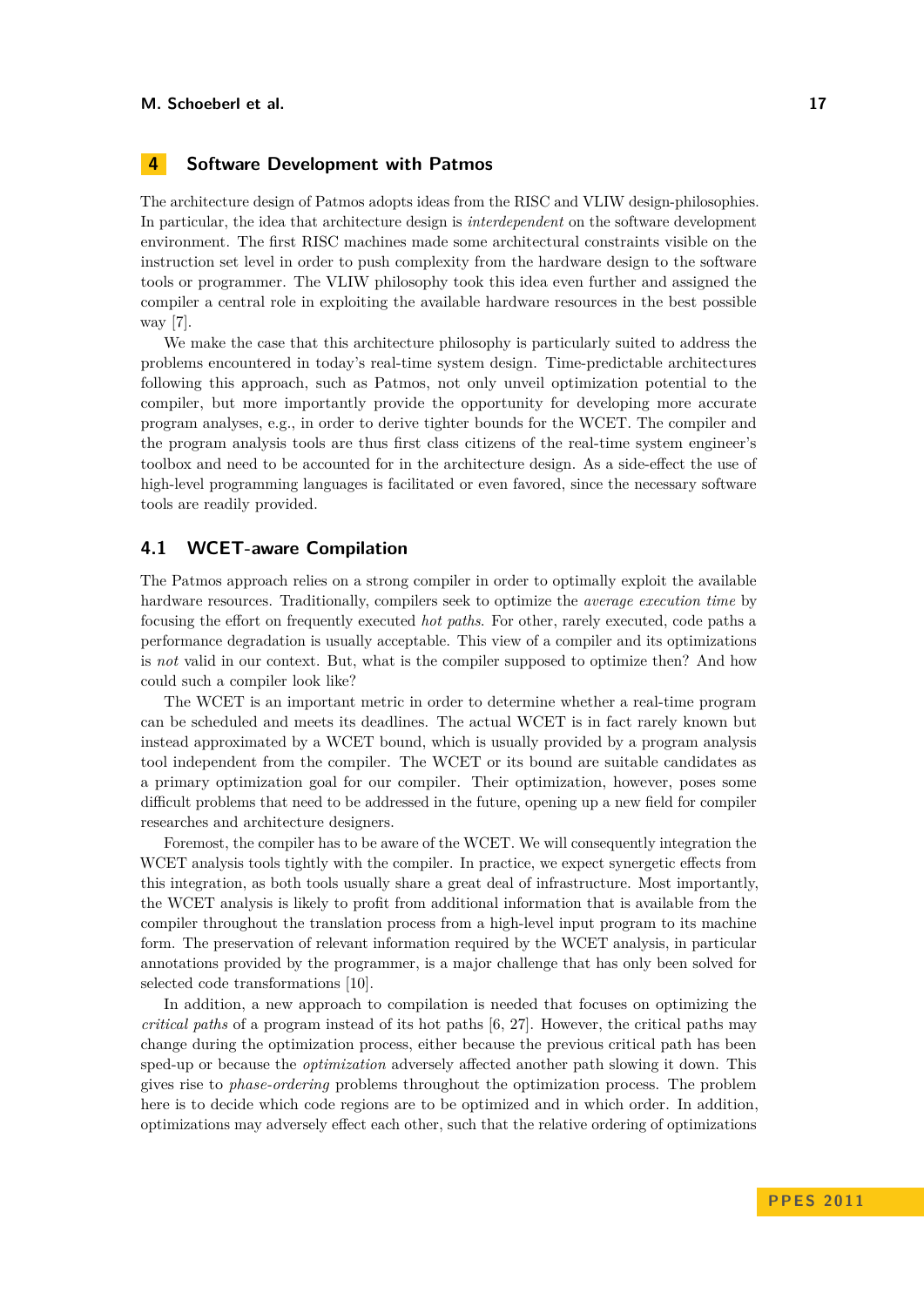## 4 Software Development with Patmos

The architecture design of Patmos adopts ideas from the RISC and VLIW design-philosophies. In particular, the idea that architecture design is *interdependent* on the software development environment. The first RISC machines made some architectural constraints visible on the instruction set level in order to push complexity from the hardware design to the software tools or programmer. The VLIW philosophy took this idea even further and assigned the compiler a central role in exploiting the available hardware resources in the best possible way [7].

We make the case that this architecture philosophy is particularly suited to address the problems encountered in today's real-time system design. Time-predictable architectures following this approach, such as Patmos, not only unveil optimization potential to the compiler, but more importantly provide the opportunity for developing more accurate program analyses, e.g., in order to derive tighter bounds for the WCET. The compiler and the program analysis tools are thus first class citizens of the real-time system engineer's toolbox and need to be accounted for in the architecture design. As a side-effect the use of high-level programming languages is facilitated or even favored, since the necessary software tools are readily provided.

### 4.1 WCET-aware Compilation

The Patmos approach relies on a strong compiler in order to optimally exploit the available hardware resources. Traditionally, compilers seek to optimize the *average execution time* by focusing the effort on frequently executed *hot paths*. For other, rarely executed, code paths a performance degradation is usually acceptable. This view of a compiler and its optimizations is *not* valid in our context. But, what is the compiler supposed to optimize then? And how could such a compiler look like?

The WCET is an important metric in order to determine whether a real-time program can be scheduled and meets its deadlines. The actual WCET is in fact rarely known but instead approximated by a WCET bound, which is usually provided by a program analysis tool independent from the compiler. The WCET or its bound are suitable candidates as a primary optimization goal for our compiler. Their optimization, however, poses some difficult problems that need to be addressed in the future, opening up a new field for compiler researches and architecture designers.

Foremost, the compiler has to be aware of the WCET. We will consequently integration the WCET analysis tools tightly with the compiler. In practice, we expect synergetic effects from this integration, as both tools usually share a great deal of infrastructure. Most importantly, the WCET analysis is likely to profit from additional information that is available from the compiler throughout the translation process from a high-level input program to its machine form. The preservation of relevant information required by the WCET analysis, in particular annotations provided by the programmer, is a major challenge that has only been solved for selected code transformations [10].

In addition, a new approach to compilation is needed that focuses on optimizing the *critical paths* of a program instead of its hot paths [6, 27]. However, the critical paths may change during the optimization process, either because the previous critical path has been sped-up or because the *optimization* adversely affected another path slowing it down. This gives rise to *phase-ordering* problems throughout the optimization process. The problem here is to decide which code regions are to be optimized and in which order. In addition, optimizations may adversely effect each other, such that the relative ordering of optimizations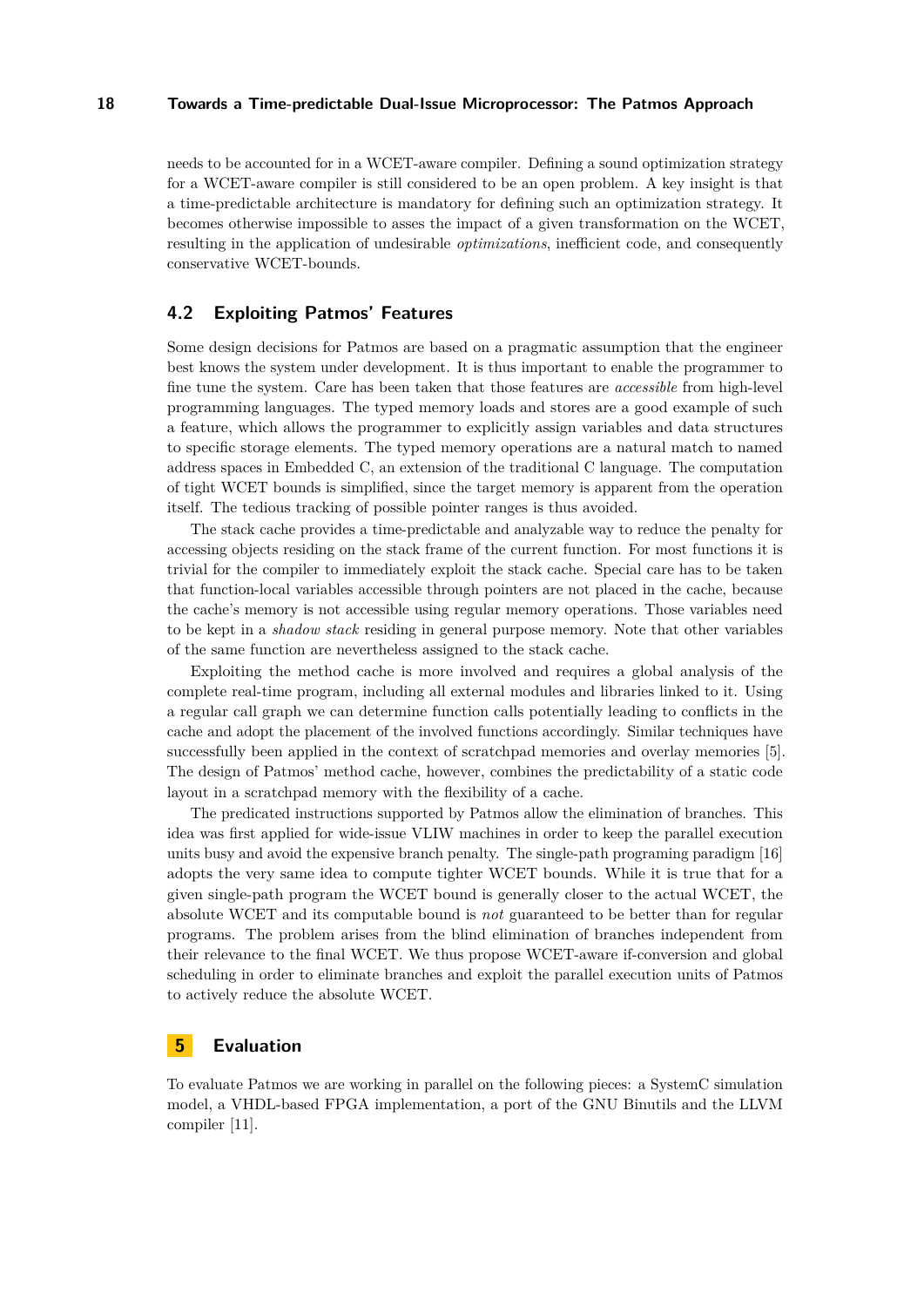needs to be accounted for in a WCET-aware compiler. Defining a sound optimization strategy for a WCET-aware compiler is still considered to be an open problem. A key insight is that a time-predictable architecture is mandatory for defining such an optimization strategy. It becomes otherwise impossible to asses the impact of a given transformation on the WCET, resulting in the application of undesirable *optimizations*, inefficient code, and consequently conservative WCET-bounds.

## 4.2 Exploiting Patmos' Features

Some design decisions for Patmos are based on a pragmatic assumption that the engineer best knows the system under development. It is thus important to enable the programmer to fine tune the system. Care has been taken that those features are *accessible* from high-level programming languages. The typed memory loads and stores are a good example of such a feature, which allows the programmer to explicitly assign variables and data structures to specific storage elements. The typed memory operations are a natural match to named address spaces in Embedded C, an extension of the traditional C language. The computation of tight WCET bounds is simplified, since the target memory is apparent from the operation itself. The tedious tracking of possible pointer ranges is thus avoided.

The stack cache provides a time-predictable and analyzable way to reduce the penalty for accessing objects residing on the stack frame of the current function. For most functions it is trivial for the compiler to immediately exploit the stack cache. Special care has to be taken that function-local variables accessible through pointers are not placed in the cache, because the cache's memory is not accessible using regular memory operations. Those variables need to be kept in a *shadow stack* residing in general purpose memory. Note that other variables of the same function are nevertheless assigned to the stack cache.

Exploiting the method cache is more involved and requires a global analysis of the complete real-time program, including all external modules and libraries linked to it. Using a regular call graph we can determine function calls potentially leading to conflicts in the cache and adopt the placement of the involved functions accordingly. Similar techniques have successfully been applied in the context of scratchpad memories and overlay memories [5]. The design of Patmos' method cache, however, combines the predictability of a static code layout in a scratchpad memory with the flexibility of a cache.

The predicated instructions supported by Patmos allow the elimination of branches. This idea was first applied for wide-issue VLIW machines in order to keep the parallel execution units busy and avoid the expensive branch penalty. The single-path programing paradigm [16] adopts the very same idea to compute tighter WCET bounds. While it is true that for a given single-path program the WCET bound is generally closer to the actual WCET, the absolute WCET and its computable bound is *not* guaranteed to be better than for regular programs. The problem arises from the blind elimination of branches independent from their relevance to the final WCET. We thus propose WCET-aware if-conversion and global scheduling in order to eliminate branches and exploit the parallel execution units of Patmos to actively reduce the absolute WCET.

# 5 Evaluation

To evaluate Patmos we are working in parallel on the following pieces: a SystemC simulation model, a VHDL-based FPGA implementation, a port of the GNU Binutils and the LLVM compiler [11].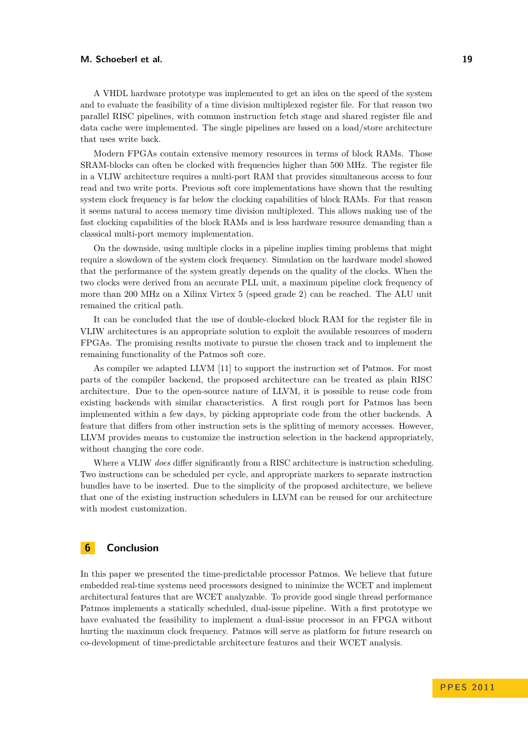A VHDL hardware prototype was implemented to get an idea on the speed of the system and to evaluate the feasibility of a time division multiplexed register file. For that reason two parallel RISC pipelines, with common instruction fetch stage and shared register file and data cache were implemented. The single pipelines are based on a load/store architecture that uses write back.

Modern FPGAs contain extensive memory resources in terms of block RAMs. Those SRAM-blocks can often be clocked with frequencies higher than 500 MHz. The register file in a VLIW architecture requires a multi-port RAM that provides simultaneous access to four read and two write ports. Previous soft core implementations have shown that the resulting system clock frequency is far below the clocking capabilities of block RAMs. For that reason it seems natural to access memory time division multiplexed. This allows making use of the fast clocking capabilities of the block RAMs and is less hardware resource demanding than a classical multi-port memory implementation.

On the downside, using multiple clocks in a pipeline implies timing problems that might require a slowdown of the system clock frequency. Simulation on the hardware model showed that the performance of the system greatly depends on the quality of the clocks. When the two clocks were derived from an accurate PLL unit, a maximum pipeline clock frequency of more than 200 MHz on a Xilinx Virtex 5 (speed grade 2) can be reached. The ALU unit remained the critical path.

It can be concluded that the use of double-clocked block RAM for the register file in VLIW architectures is an appropriate solution to exploit the available resources of modern FPGAs. The promising results motivate to pursue the chosen track and to implement the remaining functionality of the Patmos soft core.

As compiler we adapted LLVM [11] to support the instruction set of Patmos. For most parts of the compiler backend, the proposed architecture can be treated as plain RISC architecture. Due to the open-source nature of LLVM, it is possible to reuse code from existing backends with similar characteristics. A first rough port for Patmos has been implemented within a few days, by picking appropriate code from the other backends. A feature that differs from other instruction sets is the splitting of memory accesses. However, LLVM provides means to customize the instruction selection in the backend appropriately, without changing the core code.

Where a VLIW *does* differ significantly from a RISC architecture is instruction scheduling. Two instructions can be scheduled per cycle, and appropriate markers to separate instruction bundles have to be inserted. Due to the simplicity of the proposed architecture, we believe that one of the existing instruction schedulers in LLVM can be reused for our architecture with modest customization.

## 6 Conclusion

In this paper we presented the time-predictable processor Patmos. We believe that future embedded real-time systems need processors designed to minimize the WCET and implement architectural features that are WCET analyzable. To provide good single thread performance Patmos implements a statically scheduled, dual-issue pipeline. With a first prototype we have evaluated the feasibility to implement a dual-issue processor in an FPGA without hurting the maximum clock frequency. Patmos will serve as platform for future research on co-development of time-predictable architecture features and their WCET analysis.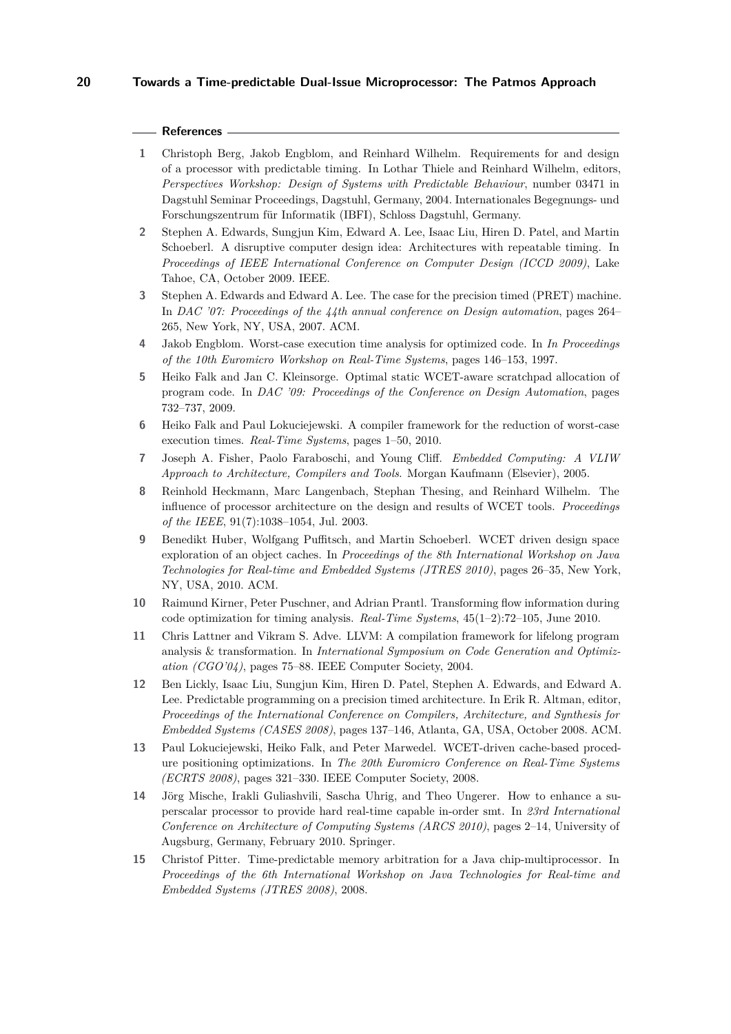## References

1. Christoph Berg, Jakob Engblom, and Reinhard Wilhelm. Requirements for and design of a processor with predictable timing. In Lothar Thiele and Reinhard Wilhelm, editors, *Perspectives Workshop: Design of Systems with Predictable Behaviour*, number 03471 in Dagstuhl Seminar Proceedings, Dagstuhl, Germany, 2004. Internationales Begegnungs- und Forschungszentrum für Informatik (IBFI), Schloss Dagstuhl, Germany.
2. Stephen A. Edwards, Sungjun Kim, Edward A. Lee, Isaac Liu, Hiren D. Patel, and Martin Schoeberl. A disruptive computer design idea: Architectures with repeatable timing. In *Proceedings of IEEE International Conference on Computer Design (ICCD 2009)*, Lake Tahoe, CA, October 2009. IEEE.
3. Stephen A. Edwards and Edward A. Lee. The case for the precision timed (PRET) machine. In *DAC '07: Proceedings of the 44th annual conference on Design automation*, pages 264–265, New York, NY, USA, 2007. ACM.
4. Jakob Engblom. Worst-case execution time analysis for optimized code. In *In Proceedings of the 10th Euromicro Workshop on Real-Time Systems*, pages 146–153, 1997.
5. Heiko Falk and Jan C. Kleinsorge. Optimal static WCET-aware scratchpad allocation of program code. In *DAC '09: Proceedings of the Conference on Design Automation*, pages 732–737, 2009.
6. Heiko Falk and Paul Lokuciejewski. A compiler framework for the reduction of worst-case execution times. *Real-Time Systems*, pages 1–50, 2010.
7. Joseph A. Fisher, Paolo Faraboschi, and Young Cliff. *Embedded Computing: A VLIW Approach to Architecture, Compilers and Tools*. Morgan Kaufmann (Elsevier), 2005.
8. Reinhold Heckmann, Marc Langenbach, Stephan Thesing, and Reinhard Wilhelm. The influence of processor architecture on the design and results of WCET tools. *Proceedings of the IEEE*, 91(7):1038–1054, Jul. 2003.
9. Benedikt Huber, Wolfgang Puffitsch, and Martin Schoeberl. WCET driven design space exploration of an object caches. In *Proceedings of the 8th International Workshop on Java Technologies for Real-time and Embedded Systems (JTRES 2010)*, pages 26–35, New York, NY, USA, 2010. ACM.
10. Raimund Kirner, Peter Puschner, and Adrian Prantl. Transforming flow information during code optimization for timing analysis. *Real-Time Systems*, 45(1–2):72–105, June 2010.
11. Chris Lattner and Vikram S. Adve. LLVM: A compilation framework for lifelong program analysis & transformation. In *International Symposium on Code Generation and Optimization (CGO'04)*, pages 75–88. IEEE Computer Society, 2004.
12. Ben Lickly, Isaac Liu, Sungjun Kim, Hiren D. Patel, Stephen A. Edwards, and Edward A. Lee. Predictable programming on a precision timed architecture. In Erik R. Altman, editor, *Proceedings of the International Conference on Compilers, Architecture, and Synthesis for Embedded Systems (CASES 2008)*, pages 137–146, Atlanta, GA, USA, October 2008. ACM.
13. Paul Lokuciejewski, Heiko Falk, and Peter Marwedel. WCET-driven cache-based procedure positioning optimizations. In *The 20th Euromicro Conference on Real-Time Systems (ECRTS 2008)*, pages 321–330. IEEE Computer Society, 2008.
14. Jörg Mische, Irakli Guliashvili, Sascha Uhrig, and Theo Ungerer. How to enhance a superscalar processor to provide hard real-time capable in-order smt. In *23rd International Conference on Architecture of Computing Systems (ARCS 2010)*, pages 2–14, University of Augsburg, Germany, February 2010. Springer.
15. Christof Pitter. Time-predictable memory arbitration for a Java chip-multiprocessor. In *Proceedings of the 6th International Workshop on Java Technologies for Real-time and Embedded Systems (JTRES 2008)*, 2008.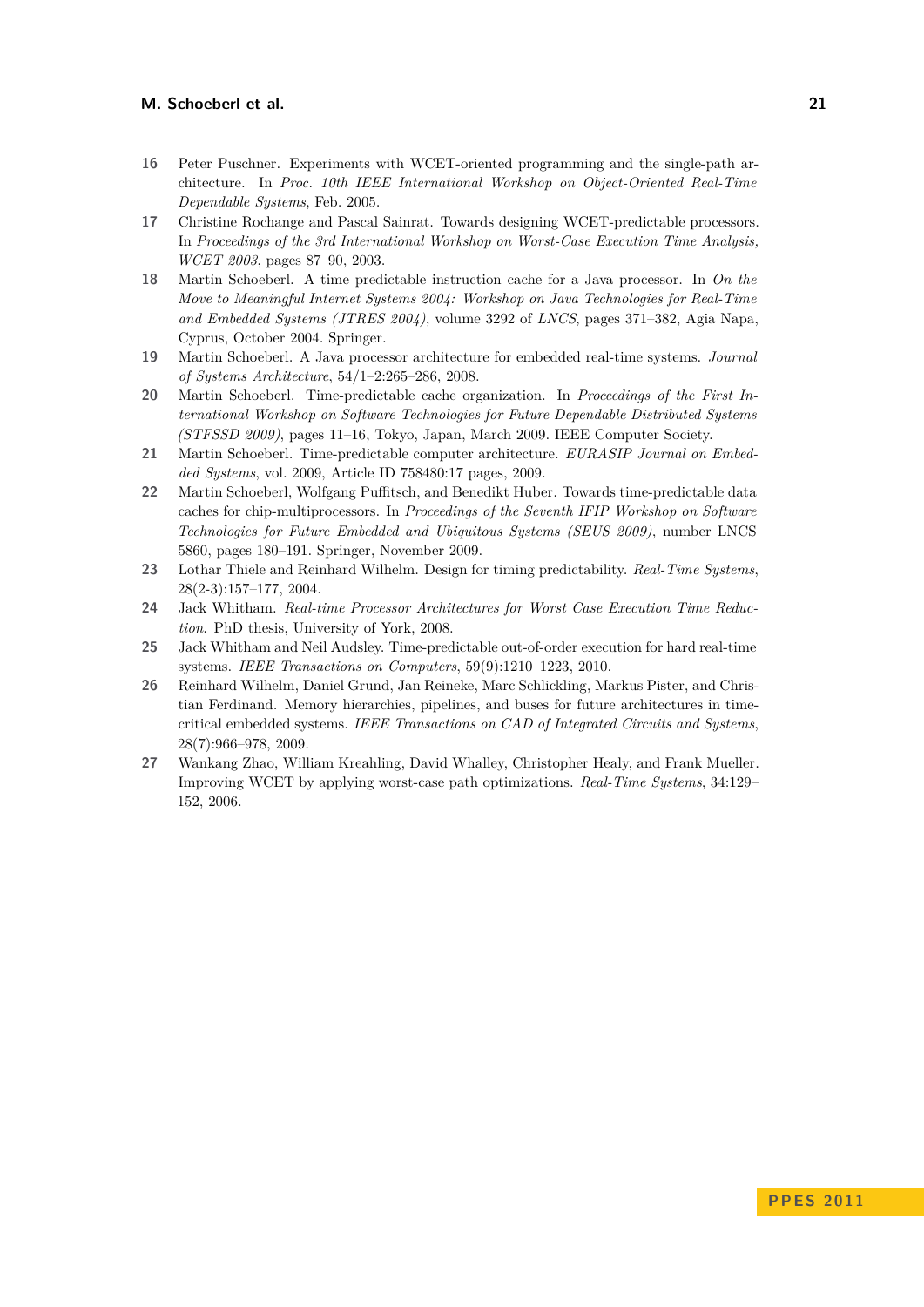16 Peter Puschner. Experiments with WCET-oriented programming and the single-path architecture. In *Proc. 10th IEEE International Workshop on Object-Oriented Real-Time Dependable Systems*, Feb. 2005.

17 Christine Rochange and Pascal Sainrat. Towards designing WCET-predictable processors. In *Proceedings of the 3rd International Workshop on Worst-Case Execution Time Analysis, WCET 2003*, pages 87–90, 2003.

18 Martin Schoeberl. A time predictable instruction cache for a Java processor. In *On the Move to Meaningful Internet Systems 2004: Workshop on Java Technologies for Real-Time and Embedded Systems (JTRES 2004)*, volume 3292 of *LNCS*, pages 371–382, Agia Napa, Cyprus, October 2004. Springer.

19 Martin Schoeberl. A Java processor architecture for embedded real-time systems. *Journal of Systems Architecture*, 54/1–2:265–286, 2008.

20 Martin Schoeberl. Time-predictable cache organization. In *Proceedings of the First International Workshop on Software Technologies for Future Dependable Distributed Systems (STFSSD 2009)*, pages 11–16, Tokyo, Japan, March 2009. IEEE Computer Society.

21 Martin Schoeberl. Time-predictable computer architecture. *EURASIP Journal on Embedded Systems*, vol. 2009, Article ID 758480:17 pages, 2009.

22 Martin Schoeberl, Wolfgang Puffitsch, and Benedikt Huber. Towards time-predictable data caches for chip-multiprocessors. In *Proceedings of the Seventh IFIP Workshop on Software Technologies for Future Embedded and Ubiquitous Systems (SEUS 2009)*, number LNCS 5860, pages 180–191. Springer, November 2009.

23 Lothar Thiele and Reinhard Wilhelm. Design for timing predictability. *Real-Time Systems*, 28(2-3):157–177, 2004.

24 Jack Whitham. *Real-time Processor Architectures for Worst Case Execution Time Reduction*. PhD thesis, University of York, 2008.

25 Jack Whitham and Neil Audsley. Time-predictable out-of-order execution for hard real-time systems. *IEEE Transactions on Computers*, 59(9):1210–1223, 2010.

26 Reinhard Wilhelm, Daniel Grund, Jan Reineke, Marc Schlickling, Markus Pister, and Christian Ferdinand. Memory hierarchies, pipelines, and buses for future architectures in time-critical embedded systems. *IEEE Transactions on CAD of Integrated Circuits and Systems*, 28(7):966–978, 2009.

27 Wankang Zhao, William Kreahling, David Whalley, Christopher Healy, and Frank Mueller. Improving WCET by applying worst-case path optimizations. *Real-Time Systems*, 34:129–152, 2006.